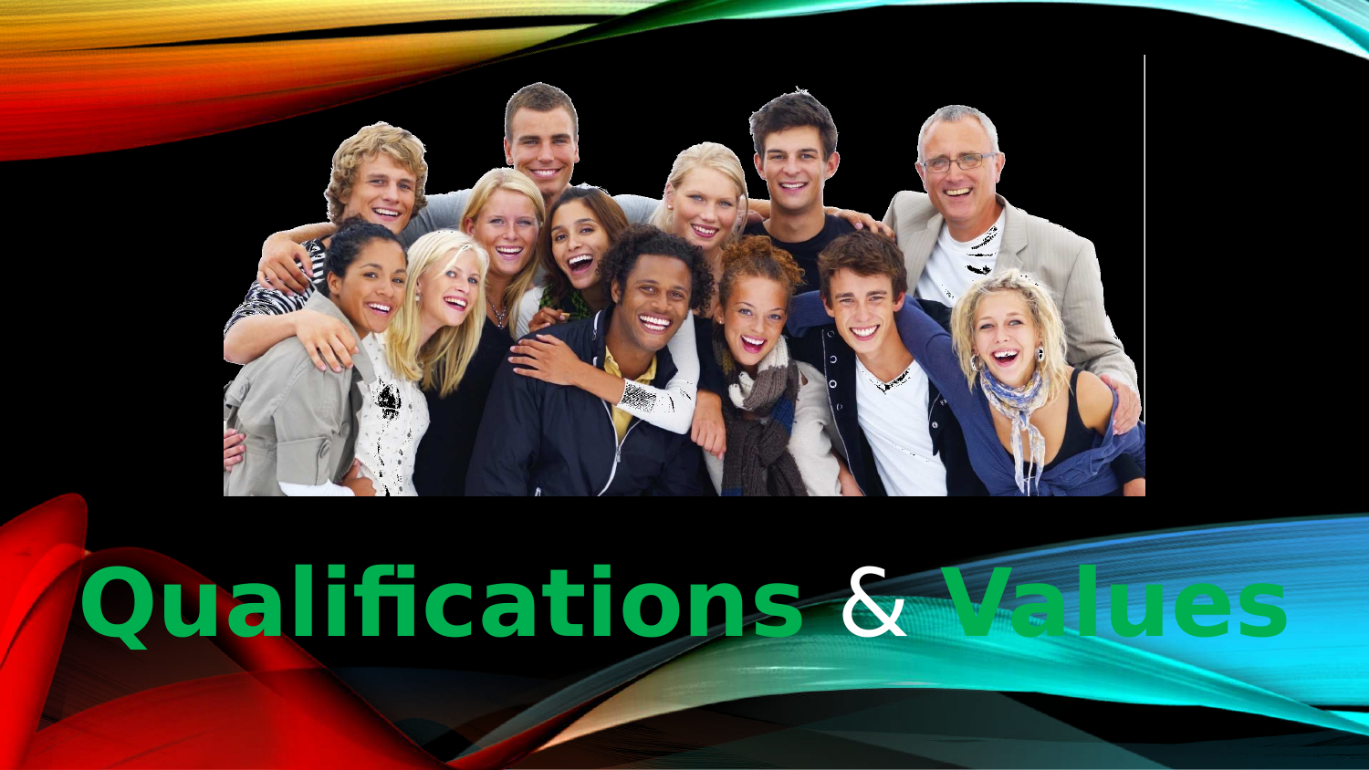# Qualifications & Values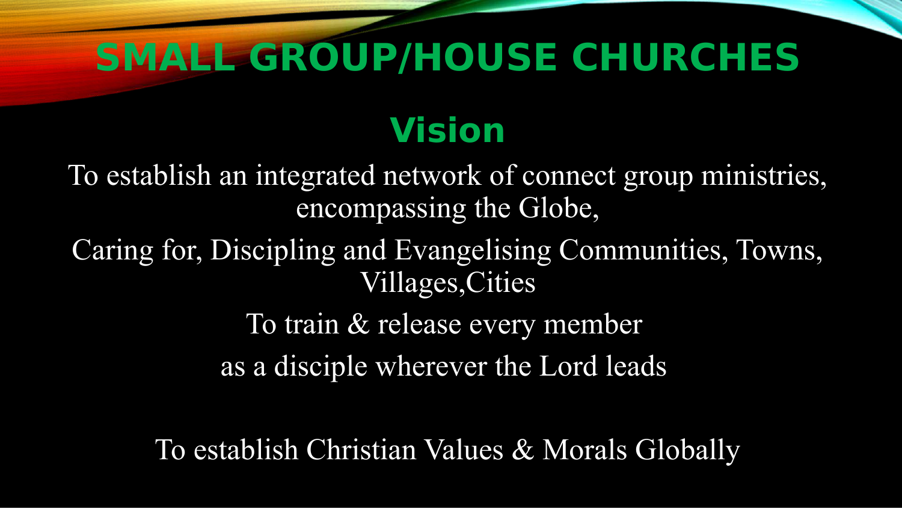# SMALL GROUP/HOUSE CHURCHES

## Vision

To establish an integrated network of connect group ministries, encompassing the Globe,

Caring for, Discipling and Evangelising Communities, Towns, Villages,Cities

To train & release every member

as a disciple wherever the Lord leads

To establish Christian Values & Morals Globally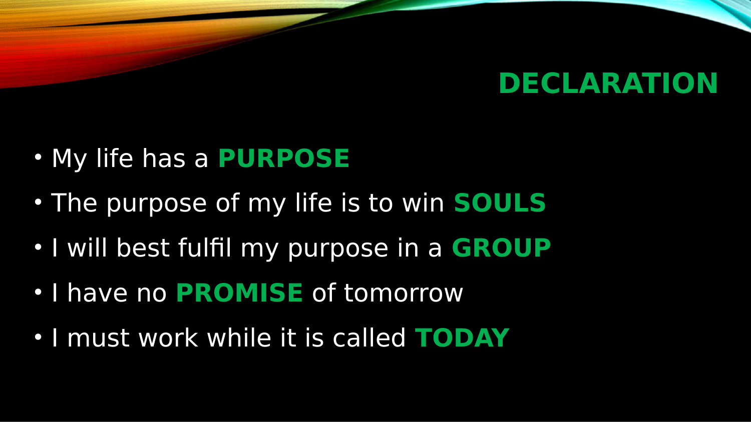# DECLARATION

- My life has a **PURPOSE**
- The purpose of my life is to win **SOULS**
- I will best fulfil my purpose in a **GROUP**
- I have no **PROMISE** of tomorrow
- I must work while it is called **TODAY**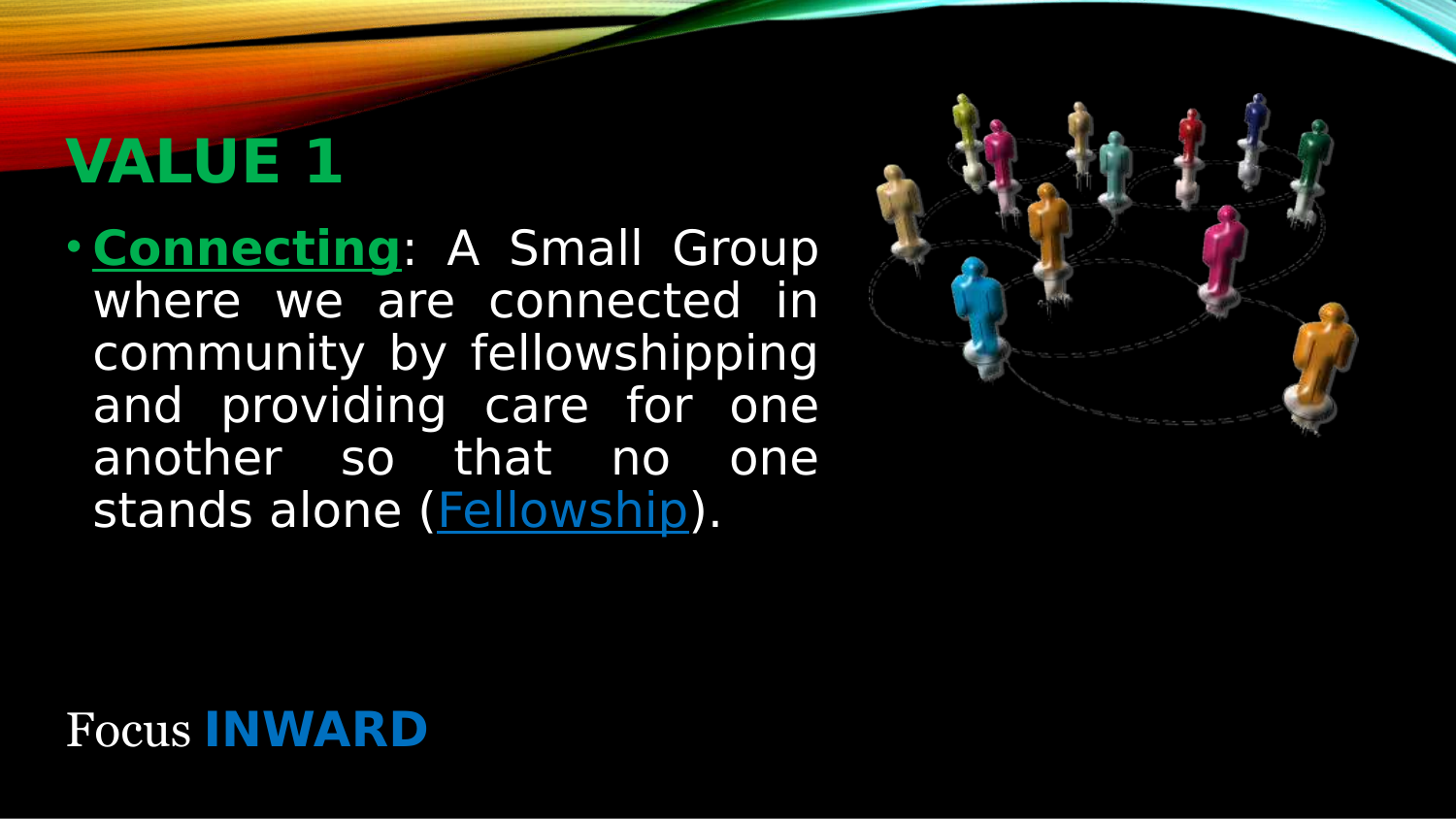# VALUE 1

- **Connecting**: A Small Group where we are connected in community by fellowshipping and providing care for one another so that no one stands alone (Fellowship).

Focus **INWARD**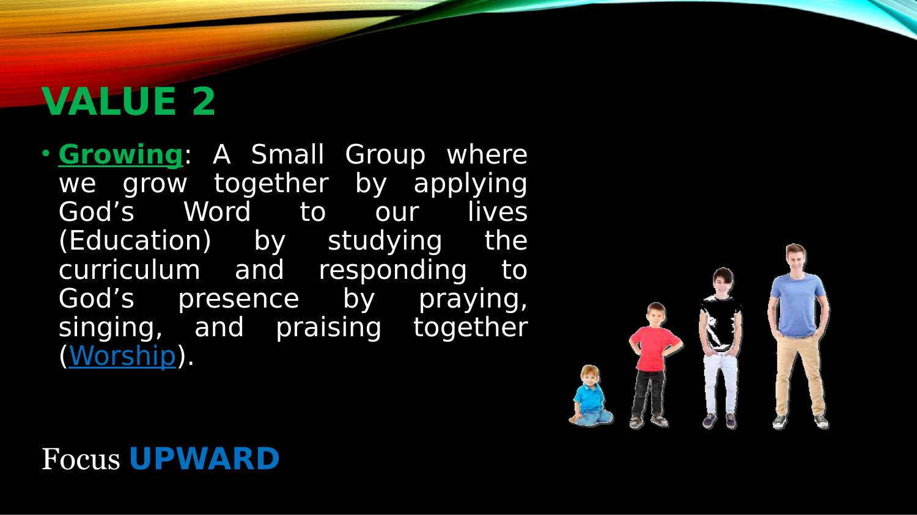# VALUE 2

- **Growing**: A Small Group where we grow together by applying God’s Word to our lives (Education) by studying the curriculum and responding to God’s presence by praying, singing, and praising together (Worship).

Focus **UPWARD**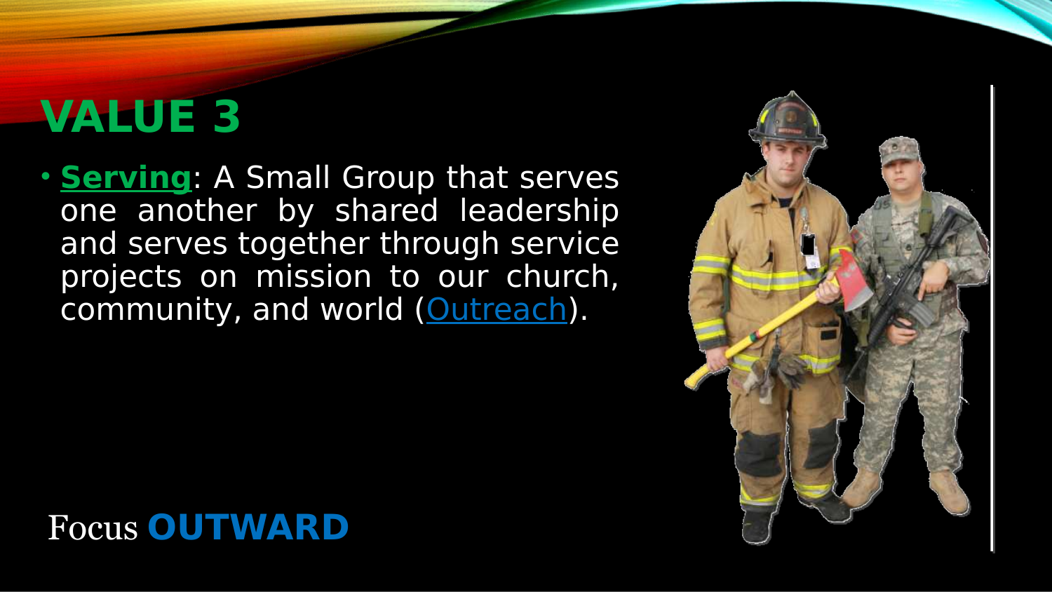# VALUE 3

- **Serving**: A Small Group that serves one another by shared leadership and serves together through service projects on mission to our church, community, and world (Outreach).

Focus **OUTWARD**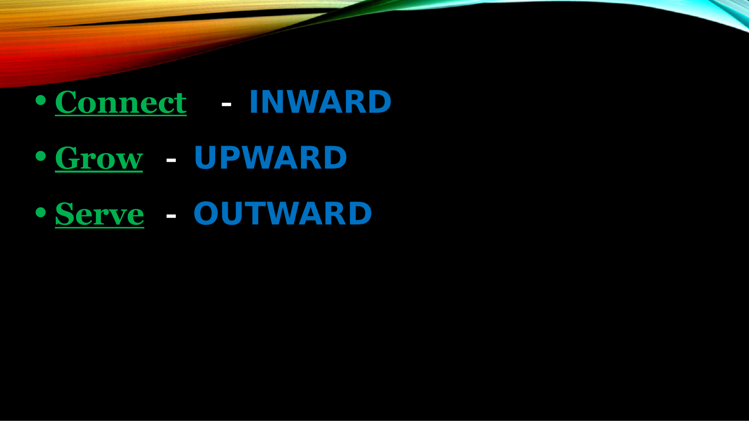- **Connect** - **INWARD**
- **Grow** - **UPWARD**
- **Serve** - **OUTWARD**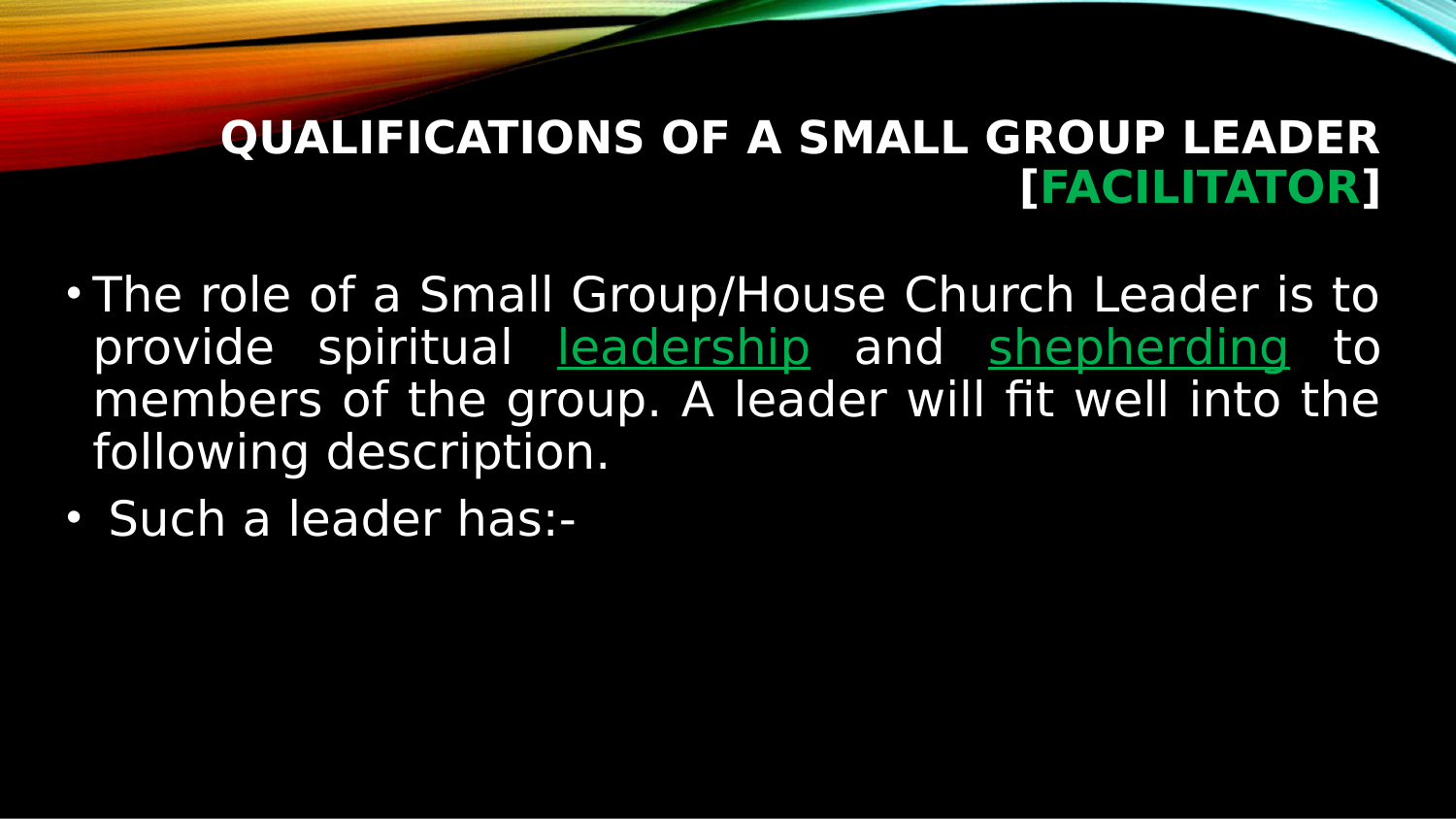# QUALIFICATIONS OF A SMALL GROUP LEADER [FACILITATOR]

- The role of a Small Group/House Church Leader is to provide spiritual leadership and shepherding to members of the group. A leader will fit well into the following description.
- Such a leader has:-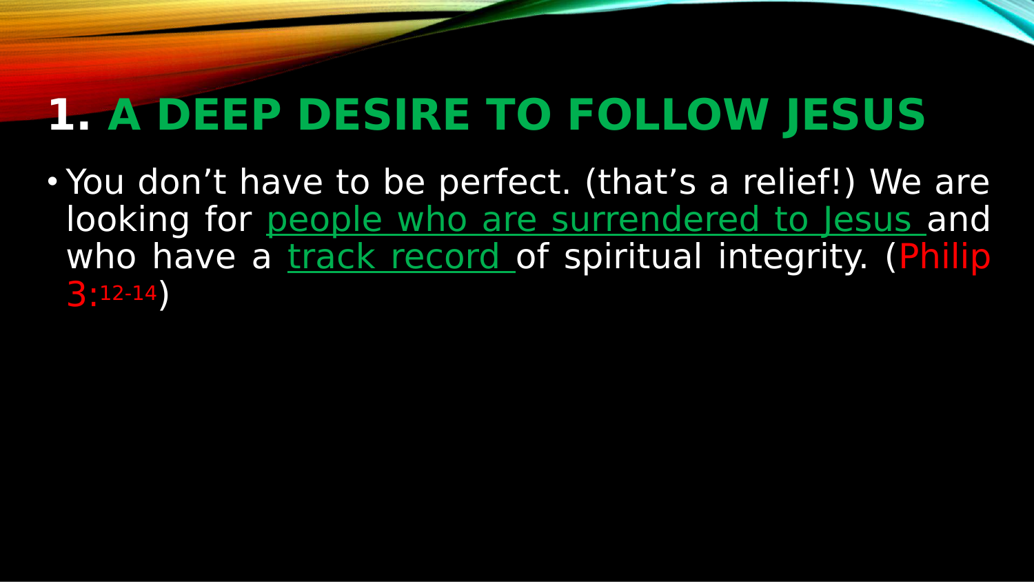# 1. A DEEP DESIRE TO FOLLOW JESUS

- You don't have to be perfect. (that's a relief!) We are looking for people who are surrendered to Jesus and who have a track record of spiritual integrity. (Philip 3:12-14)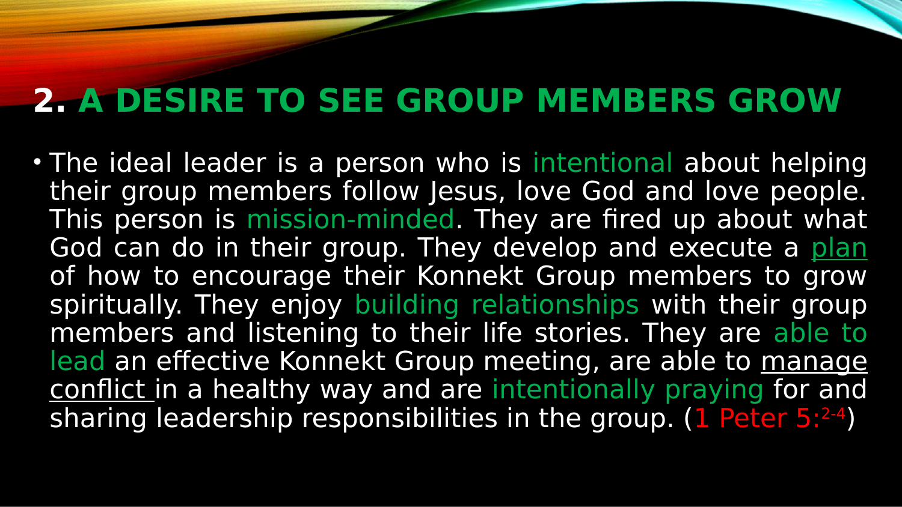## 2. A DESIRE TO SEE GROUP MEMBERS GROW

- The ideal leader is a person who is intentional about helping their group members follow Jesus, love God and love people. This person is mission-minded. They are fired up about what God can do in their group. They develop and execute a plan of how to encourage their Konnekt Group members to grow spiritually. They enjoy building relationships with their group members and listening to their life stories. They are able to lead an effective Konnekt Group meeting, are able to manage conflict in a healthy way and are intentionally praying for and sharing leadership responsibilities in the group. (1 Peter 5:2-4)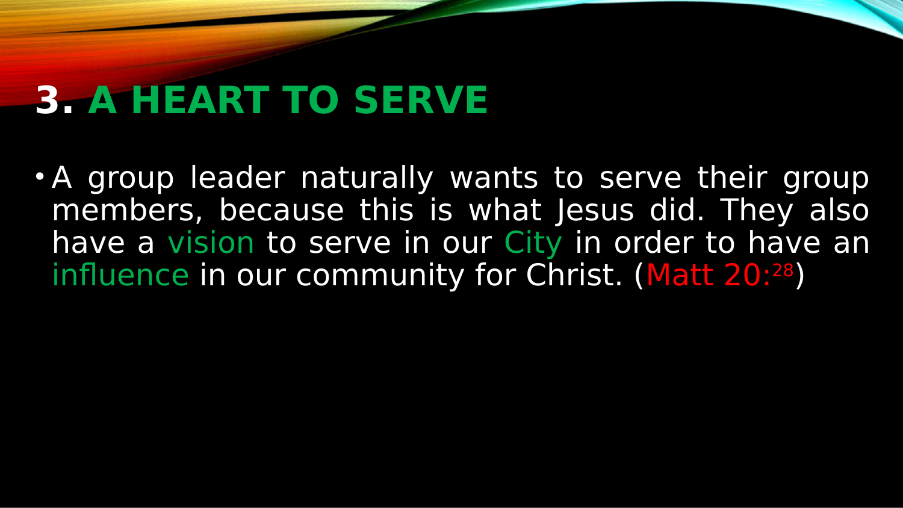# 3. A HEART TO SERVE

- A group leader naturally wants to serve their group members, because this is what Jesus did. They also have a vision to serve in our City in order to have an influence in our community for Christ. (Matt 20:28)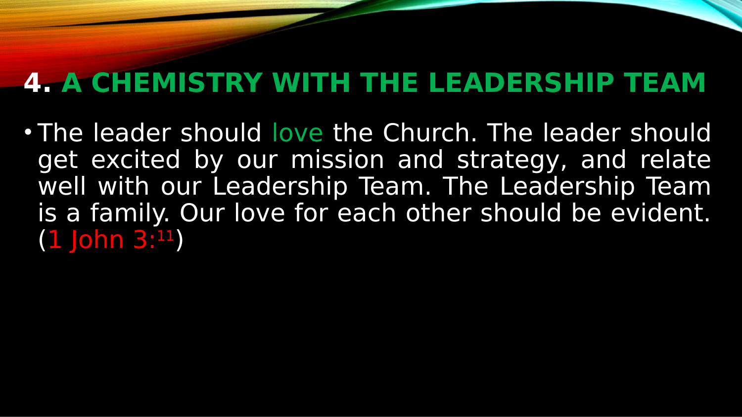## 4. A CHEMISTRY WITH THE LEADERSHIP TEAM

- The leader should love the Church. The leader should get excited by our mission and strategy, and relate well with our Leadership Team. The Leadership Team is a family. Our love for each other should be evident. (1 John 3:11)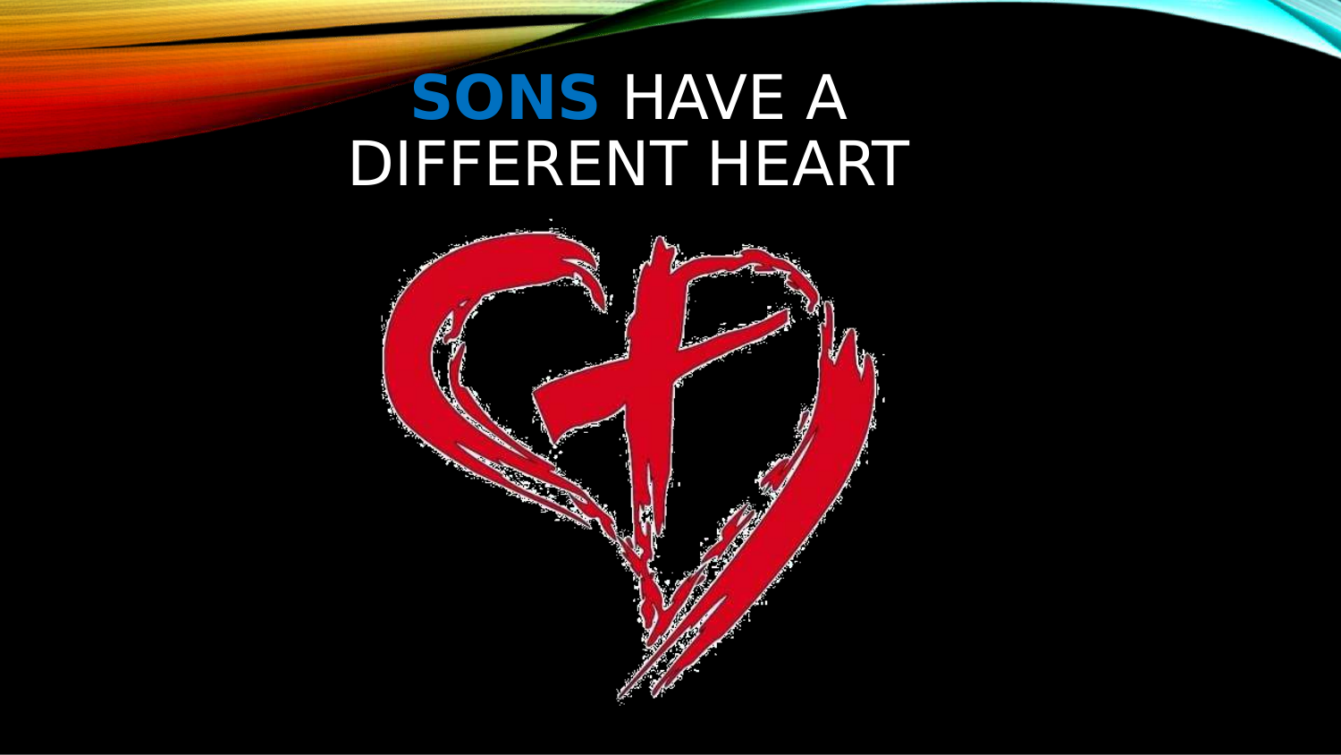# **SONS** HAVE A DIFFERENT HEART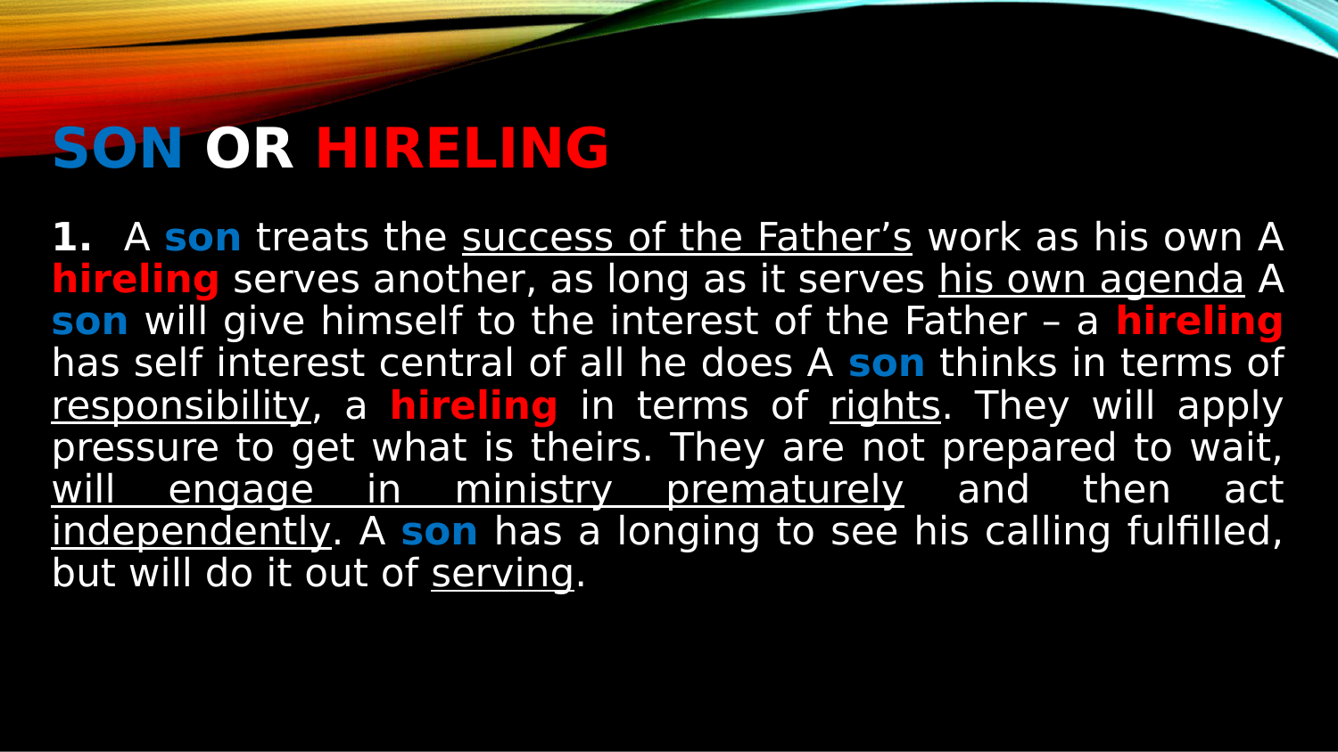# SON OR HIRELING

**1.** A **son** treats the success of the Father's work as his own A **hireling** serves another, as long as it serves his own agenda A **son** will give himself to the interest of the Father – a **hireling** has self interest central of all he does A **son** thinks in terms of responsibility, a **hireling** in terms of rights. They will apply pressure to get what is theirs. They are not prepared to wait, will engage in ministry prematurely and then act independently. A **son** has a longing to see his calling fulfilled, but will do it out of serving.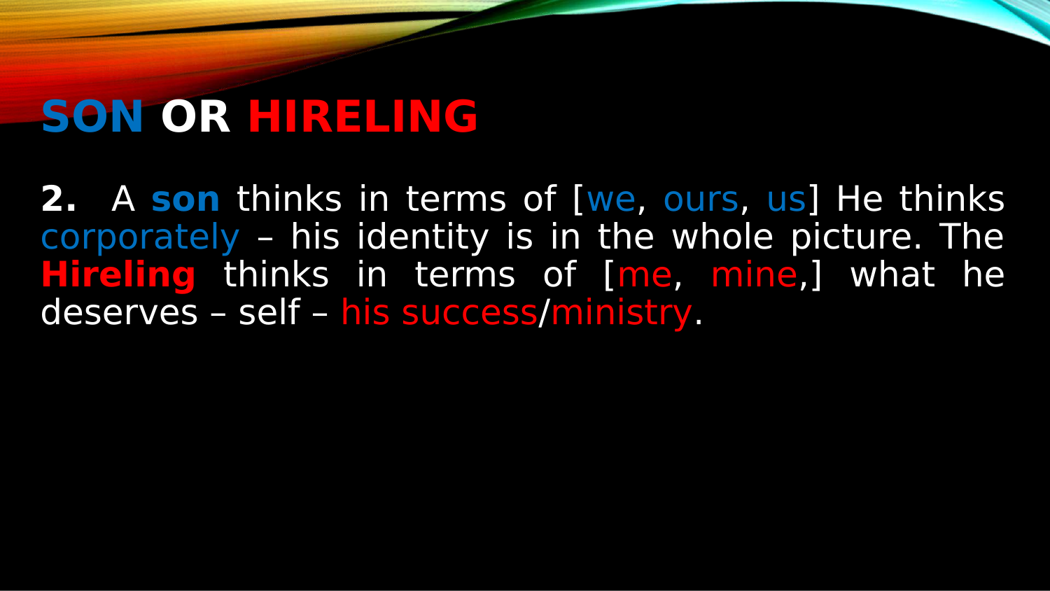# SON OR HIRELING

**2.** A **son** thinks in terms of [we, ours, us] He thinks corporately – his identity is in the whole picture. The **Hireling** thinks in terms of [me, mine,] what he deserves – self – his success/ministry.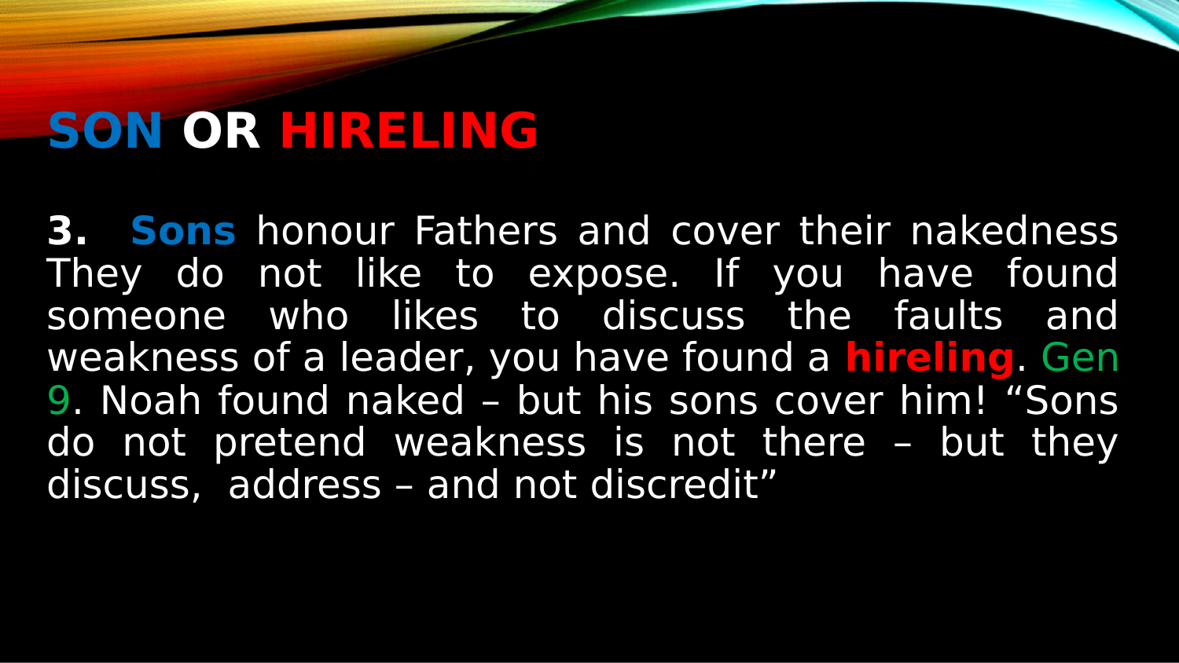# SON OR HIRELING

**3. Sons** honour Fathers and cover their nakedness They do not like to expose. If you have found someone who likes to discuss the faults and weakness of a leader, you have found a **hireling**. Gen 9. Noah found naked – but his sons cover him! “Sons do not pretend weakness is not there – but they discuss, address – and not discredit”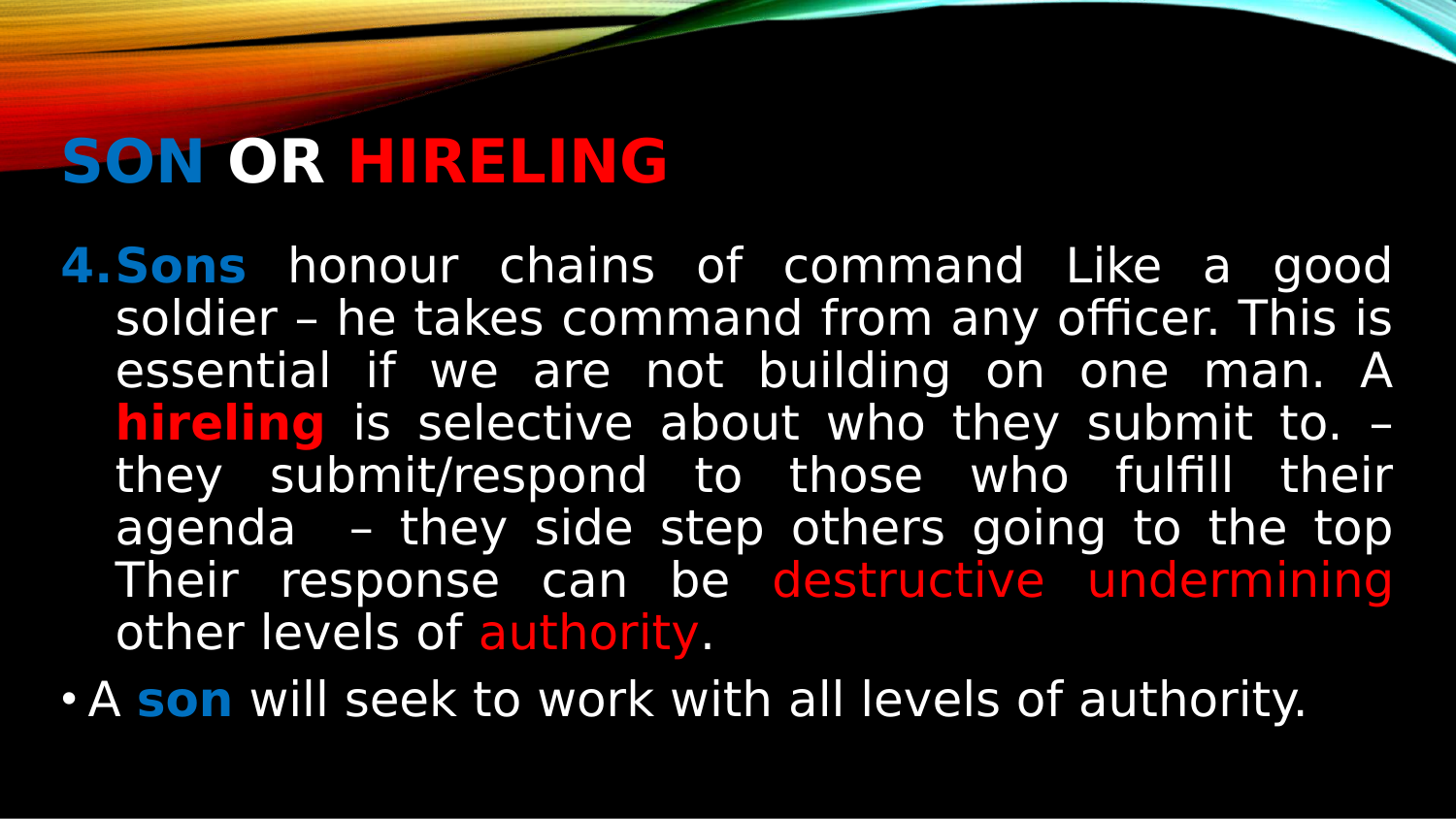# SON OR HIRELING

4. **Sons** honour chains of command Like a good soldier – he takes command from any officer. This is essential if we are not building on one man. A **hireling** is selective about who they submit to. – they submit/respond to those who fulfill their agenda – they side step others going to the top Their response can be destructive undermining other levels of authority.

- A **son** will seek to work with all levels of authority.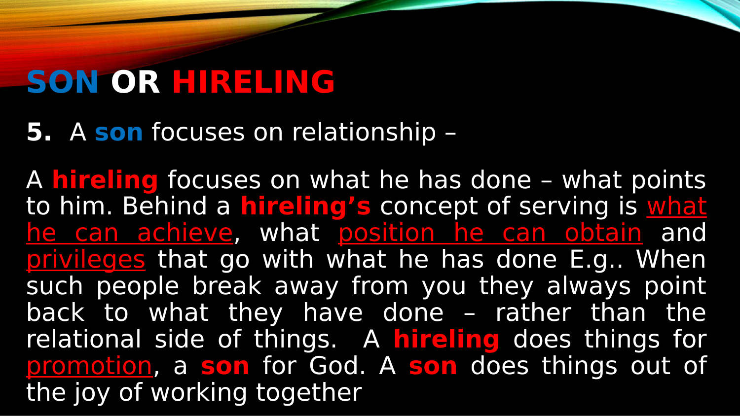# SON OR HIRELING

**5.** A **son** focuses on relationship –

A **hireling** focuses on what he has done – what points to him. Behind a **hireling's** concept of serving is what he can achieve, what position he can obtain and privileges that go with what he has done E.g.. When such people break away from you they always point back to what they have done – rather than the relational side of things. A **hireling** does things for promotion, a **son** for God. A **son** does things out of the joy of working together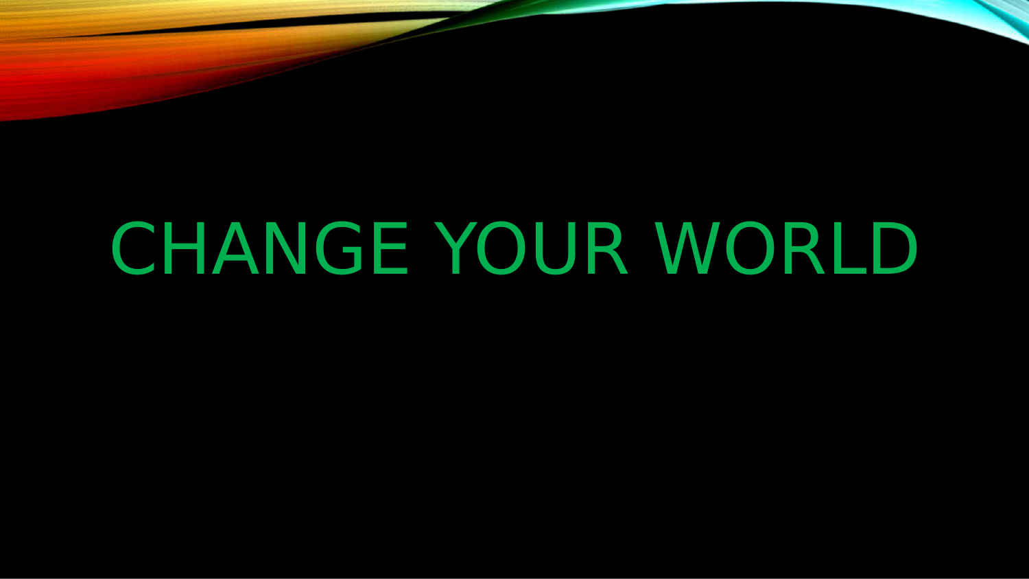# CHANGE YOUR WORLD